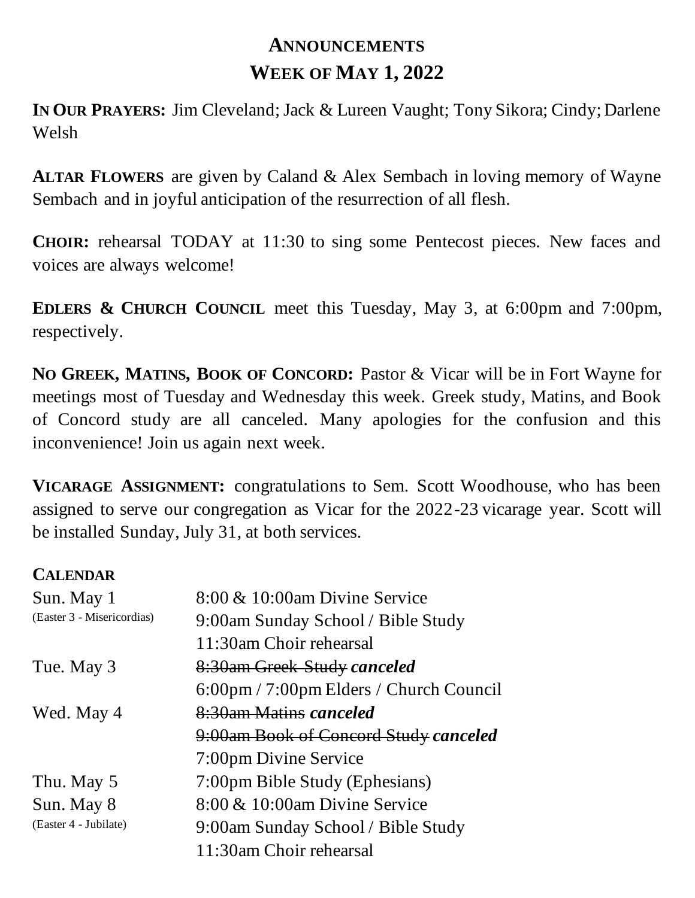# ANNOUNCEMENTS
## WEEK OF MAY 1, 2022

**IN OUR PRAYERS:** Jim Cleveland; Jack & Lureen Vaught; Tony Sikora; Cindy; Darlene Welsh

**ALTAR FLOWERS** are given by Caland & Alex Sembach in loving memory of Wayne Sembach and in joyful anticipation of the resurrection of all flesh.

**CHOIR:** rehearsal TODAY at 11:30 to sing some Pentecost pieces. New faces and voices are always welcome!

**EDLERS & CHURCH COUNCIL** meet this Tuesday, May 3, at 6:00pm and 7:00pm, respectively.

**NO GREEK, MATINS, BOOK OF CONCORD:** Pastor & Vicar will be in Fort Wayne for meetings most of Tuesday and Wednesday this week. Greek study, Matins, and Book of Concord study are all canceled. Many apologies for the confusion and this inconvenience! Join us again next week.

**VICARAGE ASSIGNMENT:** congratulations to Sem. Scott Woodhouse, who has been assigned to serve our congregation as Vicar for the 2022-23 vicarage year. Scott will be installed Sunday, July 31, at both services.

**CALENDAR**

| | |
|---|---|
| Sun. May 1 (Easter 3 - Misericordias) | 8:00 & 10:00am Divine Service |
| | 9:00am Sunday School / Bible Study |
| | 11:30am Choir rehearsal |
| Tue. May 3 | ~~8:30am Greek Study~~ ***canceled*** |
| | 6:00pm / 7:00pm Elders / Church Council |
| Wed. May 4 | ~~8:30am Matins~~ ***canceled*** |
| | ~~9:00am Book of Concord Study~~ ***canceled*** |
| | 7:00pm Divine Service |
| Thu. May 5 | 7:00pm Bible Study (Ephesians) |
| Sun. May 8 (Easter 4 - Jubilate) | 8:00 & 10:00am Divine Service |
| | 9:00am Sunday School / Bible Study |
| | 11:30am Choir rehearsal |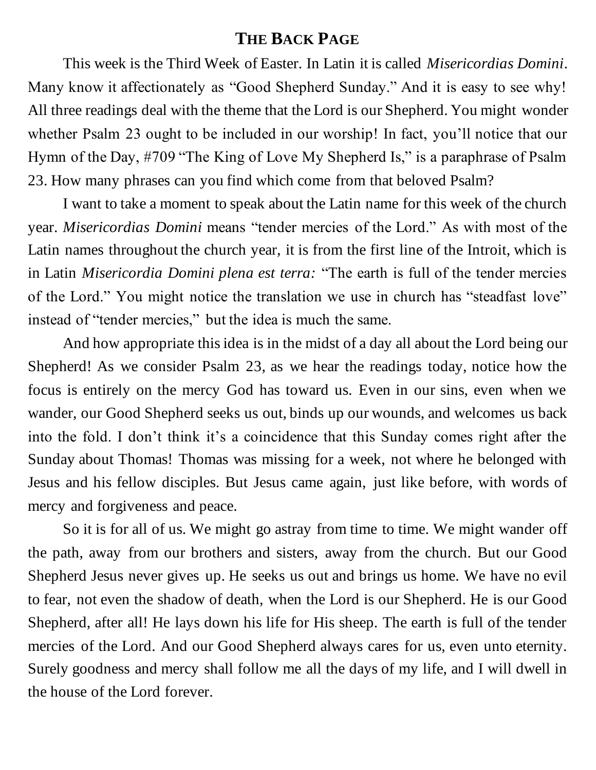# The Back Page

This week is the Third Week of Easter. In Latin it is called *Misericordias Domini*. Many know it affectionately as "Good Shepherd Sunday." And it is easy to see why! All three readings deal with the theme that the Lord is our Shepherd. You might wonder whether Psalm 23 ought to be included in our worship! In fact, you'll notice that our Hymn of the Day, #709 "The King of Love My Shepherd Is," is a paraphrase of Psalm 23. How many phrases can you find which come from that beloved Psalm?

I want to take a moment to speak about the Latin name for this week of the church year. *Misericordias Domini* means "tender mercies of the Lord." As with most of the Latin names throughout the church year, it is from the first line of the Introit, which is in Latin *Misericordia Domini plena est terra:* "The earth is full of the tender mercies of the Lord." You might notice the translation we use in church has "steadfast love" instead of "tender mercies," but the idea is much the same.

And how appropriate this idea is in the midst of a day all about the Lord being our Shepherd! As we consider Psalm 23, as we hear the readings today, notice how the focus is entirely on the mercy God has toward us. Even in our sins, even when we wander, our Good Shepherd seeks us out, binds up our wounds, and welcomes us back into the fold. I don't think it's a coincidence that this Sunday comes right after the Sunday about Thomas! Thomas was missing for a week, not where he belonged with Jesus and his fellow disciples. But Jesus came again, just like before, with words of mercy and forgiveness and peace.

So it is for all of us. We might go astray from time to time. We might wander off the path, away from our brothers and sisters, away from the church. But our Good Shepherd Jesus never gives up. He seeks us out and brings us home. We have no evil to fear, not even the shadow of death, when the Lord is our Shepherd. He is our Good Shepherd, after all! He lays down his life for His sheep. The earth is full of the tender mercies of the Lord. And our Good Shepherd always cares for us, even unto eternity. Surely goodness and mercy shall follow me all the days of my life, and I will dwell in the house of the Lord forever.